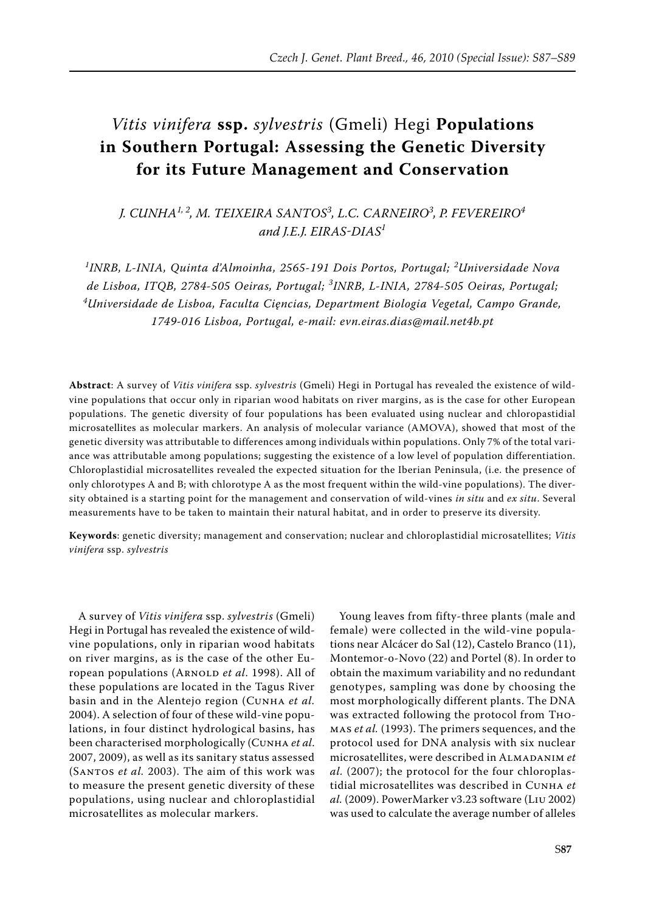# *Vitis vinifera* ssp. *sylvestris* (Gmeli) Hegi Populations in Southern Portugal: Assessing the Genetic Diversity for its Future Management and Conservation

J. CUNHA[1, 2], M. TEIXEIRA SANTOS[3], L.C. CARNEIRO[3], P. FEVEREIRO[4] and J.E.J. EIRAS-DIAS[1]

[1]INRB, L-INIA, Quinta d'Almoinha, 2565-191 Dois Portos, Portugal; [2]Universidade Nova de Lisboa, ITQB, 2784-505 Oeiras, Portugal; [3]INRB, L-INIA, 2784-505 Oeiras, Portugal; [4]Universidade de Lisboa, Faculta Cięncias, Department Biologia Vegetal, Campo Grande, 1749-016 Lisboa, Portugal, e-mail: evn.eiras.dias@mail.net4b.pt

**Abstract**: A survey of *Vitis vinifera* ssp. *sylvestris* (Gmeli) Hegi in Portugal has revealed the existence of wild-vine populations that occur only in riparian wood habitats on river margins, as is the case for other European populations. The genetic diversity of four populations has been evaluated using nuclear and chloropastidial microsatellites as molecular markers. An analysis of molecular variance (AMOVA), showed that most of the genetic diversity was attributable to differences among individuals within populations. Only 7% of the total variance was attributable among populations; suggesting the existence of a low level of population differentiation. Chloroplastidial microsatellites revealed the expected situation for the Iberian Peninsula, (i.e. the presence of only chlorotypes A and B; with chlorotype A as the most frequent within the wild-vine populations). The diversity obtained is a starting point for the management and conservation of wild-vines *in situ* and *ex situ*. Several measurements have to be taken to maintain their natural habitat, and in order to preserve its diversity.

**Keywords**: genetic diversity; management and conservation; nuclear and chloroplastidial microsatellites; *Vitis vinifera* ssp. *sylvestris*

A survey of *Vitis vinifera* ssp. *sylvestris* (Gmeli) Hegi in Portugal has revealed the existence of wild-vine populations, only in riparian wood habitats on river margins, as is the case of the other European populations (Arnold *et al.* 1998). All of these populations are located in the Tagus River basin and in the Alentejo region (Cunha *et al.* 2004). A selection of four of these wild-vine populations, in four distinct hydrological basins, has been characterised morphologically (Cunha *et al.* 2007, 2009), as well as its sanitary status assessed (Santos *et al.* 2003). The aim of this work was to measure the present genetic diversity of these populations, using nuclear and chloroplastidial microsatellites as molecular markers.

Young leaves from fifty-three plants (male and female) were collected in the wild-vine populations near Alcácer do Sal (12), Castelo Branco (11), Montemor-o-Novo (22) and Portel (8). In order to obtain the maximum variability and no redundant genotypes, sampling was done by choosing the most morphologically different plants. The DNA was extracted following the protocol from Thomas *et al.* (1993). The primers sequences, and the protocol used for DNA analysis with six nuclear microsatellites, were described in Almadanim *et al.* (2007); the protocol for the four chloroplastidial microsatellites was described in Cunha *et al.* (2009). PowerMarker v3.23 software (Liu 2002) was used to calculate the average number of alleles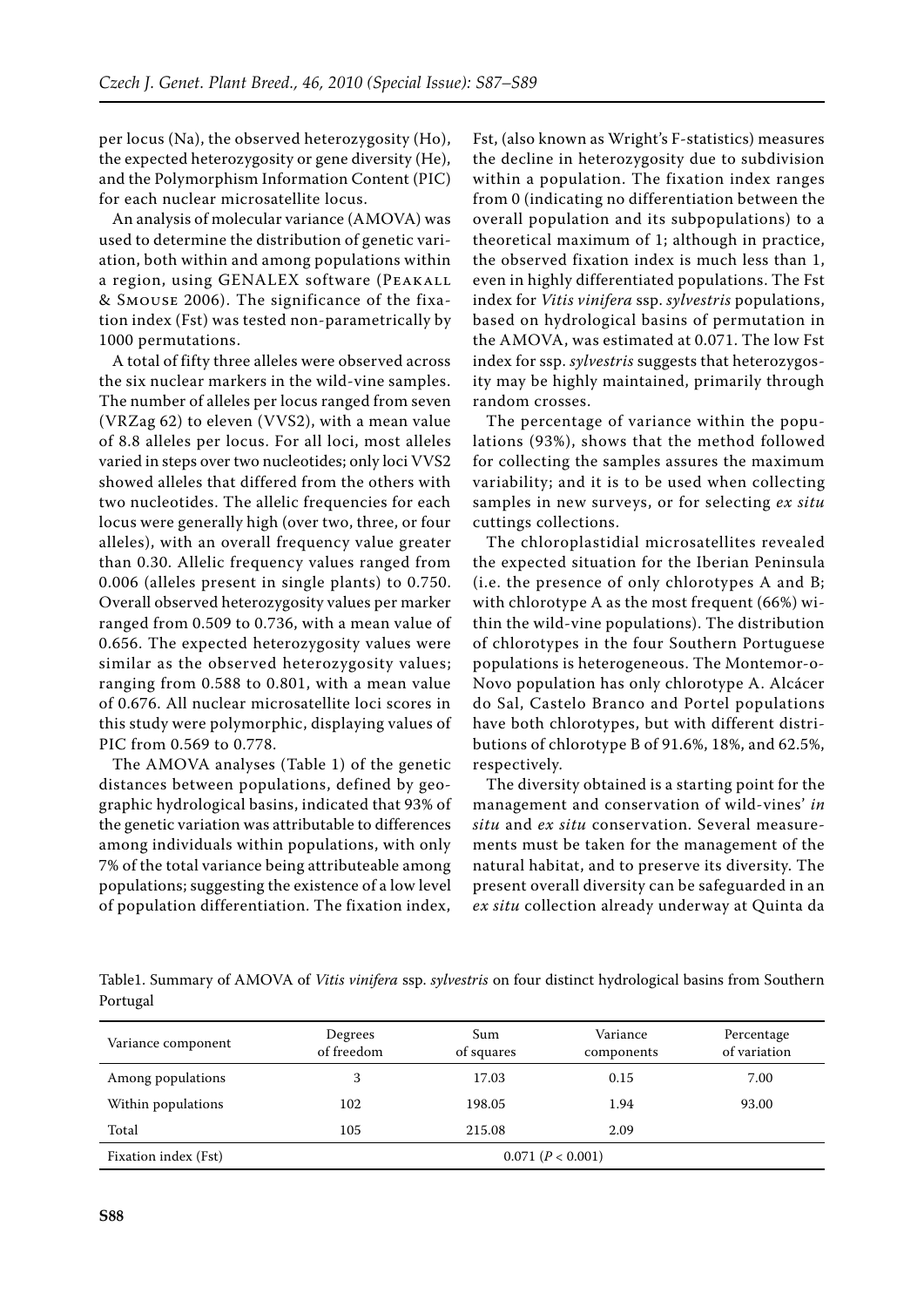per locus (Na), the observed heterozygosity (Ho), the expected heterozygosity or gene diversity (He), and the Polymorphism Information Content (PIC) for each nuclear microsatellite locus.

An analysis of molecular variance (AMOVA) was used to determine the distribution of genetic variation, both within and among populations within a region, using GENALEX software (Peakall & Smouse 2006). The significance of the fixation index (Fst) was tested non-parametrically by 1000 permutations.

A total of fifty three alleles were observed across the six nuclear markers in the wild-vine samples. The number of alleles per locus ranged from seven (VRZag 62) to eleven (VVS2), with a mean value of 8.8 alleles per locus. For all loci, most alleles varied in steps over two nucleotides; only loci VVS2 showed alleles that differed from the others with two nucleotides. The allelic frequencies for each locus were generally high (over two, three, or four alleles), with an overall frequency value greater than 0.30. Allelic frequency values ranged from 0.006 (alleles present in single plants) to 0.750. Overall observed heterozygosity values per marker ranged from 0.509 to 0.736, with a mean value of 0.656. The expected heterozygosity values were similar as the observed heterozygosity values; ranging from 0.588 to 0.801, with a mean value of 0.676. All nuclear microsatellite loci scores in this study were polymorphic, displaying values of PIC from 0.569 to 0.778.

The AMOVA analyses (Table 1) of the genetic distances between populations, defined by geographic hydrological basins, indicated that 93% of the genetic variation was attributable to differences among individuals within populations, with only 7% of the total variance being attributeable among populations; suggesting the existence of a low level of population differentiation. The fixation index, Fst, (also known as Wright's F-statistics) measures the decline in heterozygosity due to subdivision within a population. The fixation index ranges from 0 (indicating no differentiation between the overall population and its subpopulations) to a theoretical maximum of 1; although in practice, the observed fixation index is much less than 1, even in highly differentiated populations. The Fst index for *Vitis vinifera* ssp. *sylvestris* populations, based on hydrological basins of permutation in the AMOVA, was estimated at 0.071. The low Fst index for ssp. *sylvestris* suggests that heterozygosity may be highly maintained, primarily through random crosses.

The percentage of variance within the populations (93%), shows that the method followed for collecting the samples assures the maximum variability; and it is to be used when collecting samples in new surveys, or for selecting *ex situ* cuttings collections.

The chloroplastidial microsatellites revealed the expected situation for the Iberian Peninsula (i.e. the presence of only chlorotypes A and B; with chlorotype A as the most frequent (66%) within the wild-vine populations). The distribution of chlorotypes in the four Southern Portuguese populations is heterogeneous. The Montemor-o-Novo population has only chlorotype A. Alcácer do Sal, Castelo Branco and Portel populations have both chlorotypes, but with different distributions of chlorotype B of 91.6%, 18%, and 62.5%, respectively.

The diversity obtained is a starting point for the management and conservation of wild-vines' *in situ* and *ex situ* conservation. Several measurements must be taken for the management of the natural habitat, and to preserve its diversity. The present overall diversity can be safeguarded in an *ex situ* collection already underway at Quinta da

Table1. Summary of AMOVA of *Vitis vinifera* ssp. *sylvestris* on four distinct hydrological basins from Southern Portugal

| Variance component | Degrees of freedom | Sum of squares | Variance components | Percentage of variation |
|---|---|---|---|---|
| Among populations | 3 | 17.03 | 0.15 | 7.00 |
| Within populations | 102 | 198.05 | 1.94 | 93.00 |
| Total | 105 | 215.08 | 2.09 | |
| Fixation index (Fst) | 0.071 ($P < 0.001$) | | | |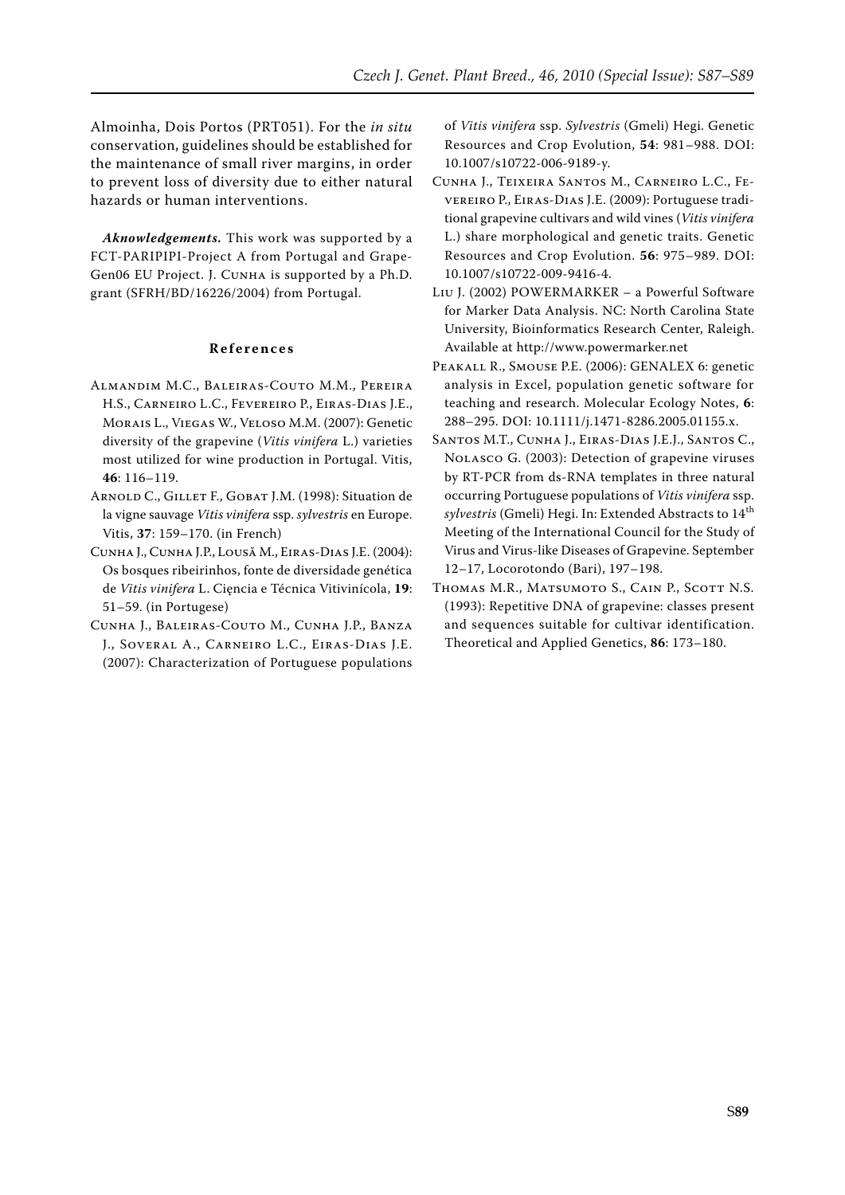Almoinha, Dois Portos (PRT051). For the *in situ* conservation, guidelines should be established for the maintenance of small river margins, in order to prevent loss of diversity due to either natural hazards or human interventions.

***Aknowledgements.*** This work was supported by a FCT-PARIPIPI-Project A from Portugal and Grape-Gen06 EU Project. J. Cunha is supported by a Ph.D. grant (SFRH/BD/16226/2004) from Portugal.

## References

Almandim M.C., Baleiras-Couto M.M., Pereira H.S., Carneiro L.C., Fevereiro P., Eiras-Dias J.E., Morais L., Viegas W., Veloso M.M. (2007): Genetic diversity of the grapevine (*Vitis vinifera* L.) varieties most utilized for wine production in Portugal. Vitis, **46**: 116–119.

Arnold C., Gillet F., Gobat J.M. (1998): Situation de la vigne sauvage *Vitis vinifera* ssp. *sylvestris* en Europe. Vitis, **37**: 159–170. (in French)

Cunha J., Cunha J.P., Lousã M., Eiras-Dias J.E. (2004): Os bosques ribeirinhos, fonte de diversidade genética de *Vitis vinifera* L. Cięncia e Técnica Vitivinícola, **19**: 51–59. (in Portugese)

Cunha J., Baleiras-Couto M., Cunha J.P., Banza J., Soveral A., Carneiro L.C., Eiras-Dias J.E. (2007): Characterization of Portuguese populations of *Vitis vinifera* ssp. *Sylvestris* (Gmeli) Hegi. Genetic Resources and Crop Evolution, **54**: 981–988. DOI: 10.1007/s10722-006-9189-y.

Cunha J., Teixeira Santos M., Carneiro L.C., Fevereiro P., Eiras-Dias J.E. (2009): Portuguese traditional grapevine cultivars and wild vines (*Vitis vinifera* L.) share morphological and genetic traits. Genetic Resources and Crop Evolution. **56**: 975–989. DOI: 10.1007/s10722-009-9416-4.

Liu J. (2002) POWERMARKER – a Powerful Software for Marker Data Analysis. NC: North Carolina State University, Bioinformatics Research Center, Raleigh. Available at http://www.powermarker.net

Peakall R., Smouse P.E. (2006): GENALEX 6: genetic analysis in Excel, population genetic software for teaching and research. Molecular Ecology Notes, **6**: 288–295. DOI: 10.1111/j.1471-8286.2005.01155.x.

Santos M.T., Cunha J., Eiras-Dias J.E.J., Santos C., Nolasco G. (2003): Detection of grapevine viruses by RT-PCR from ds-RNA templates in three natural occurring Portuguese populations of *Vitis vinifera* ssp. *sylvestris* (Gmeli) Hegi. In: Extended Abstracts to 14th Meeting of the International Council for the Study of Virus and Virus-like Diseases of Grapevine. September 12–17, Locorotondo (Bari), 197–198.

Thomas M.R., Matsumoto S., Cain P., Scott N.S. (1993): Repetitive DNA of grapevine: classes present and sequences suitable for cultivar identification. Theoretical and Applied Genetics, **86**: 173–180.